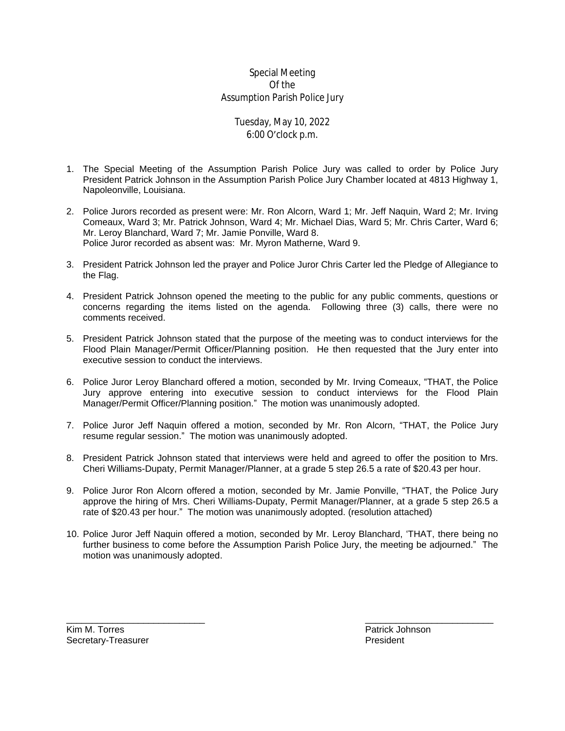# Special Meeting
# Of the
# Assumption Parish Police Jury

## Tuesday, May 10, 2022
## 6:00 O'clock p.m.

1. The Special Meeting of the Assumption Parish Police Jury was called to order by Police Jury President Patrick Johnson in the Assumption Parish Police Jury Chamber located at 4813 Highway 1, Napoleonville, Louisiana.

2. Police Jurors recorded as present were: Mr. Ron Alcorn, Ward 1; Mr. Jeff Naquin, Ward 2; Mr. Irving Comeaux, Ward 3; Mr. Patrick Johnson, Ward 4; Mr. Michael Dias, Ward 5; Mr. Chris Carter, Ward 6; Mr. Leroy Blanchard, Ward 7; Mr. Jamie Ponville, Ward 8.
   Police Juror recorded as absent was: Mr. Myron Matherne, Ward 9.

3. President Patrick Johnson led the prayer and Police Juror Chris Carter led the Pledge of Allegiance to the Flag.

4. President Patrick Johnson opened the meeting to the public for any public comments, questions or concerns regarding the items listed on the agenda. Following three (3) calls, there were no comments received.

5. President Patrick Johnson stated that the purpose of the meeting was to conduct interviews for the Flood Plain Manager/Permit Officer/Planning position. He then requested that the Jury enter into executive session to conduct the interviews.

6. Police Juror Leroy Blanchard offered a motion, seconded by Mr. Irving Comeaux, "THAT, the Police Jury approve entering into executive session to conduct interviews for the Flood Plain Manager/Permit Officer/Planning position." The motion was unanimously adopted.

7. Police Juror Jeff Naquin offered a motion, seconded by Mr. Ron Alcorn, "THAT, the Police Jury resume regular session." The motion was unanimously adopted.

8. President Patrick Johnson stated that interviews were held and agreed to offer the position to Mrs. Cheri Williams-Dupaty, Permit Manager/Planner, at a grade 5 step 26.5 a rate of $20.43 per hour.

9. Police Juror Ron Alcorn offered a motion, seconded by Mr. Jamie Ponville, "THAT, the Police Jury approve the hiring of Mrs. Cheri Williams-Dupaty, Permit Manager/Planner, at a grade 5 step 26.5 a rate of $20.43 per hour." The motion was unanimously adopted. (resolution attached)

10. Police Juror Jeff Naquin offered a motion, seconded by Mr. Leroy Blanchard, 'THAT, there being no further business to come before the Assumption Parish Police Jury, the meeting be adjourned." The motion was unanimously adopted.

| ___________________________ | ___________________________ |
|---|---|
| Kim M. Torres | Patrick Johnson |
| Secretary-Treasurer | President |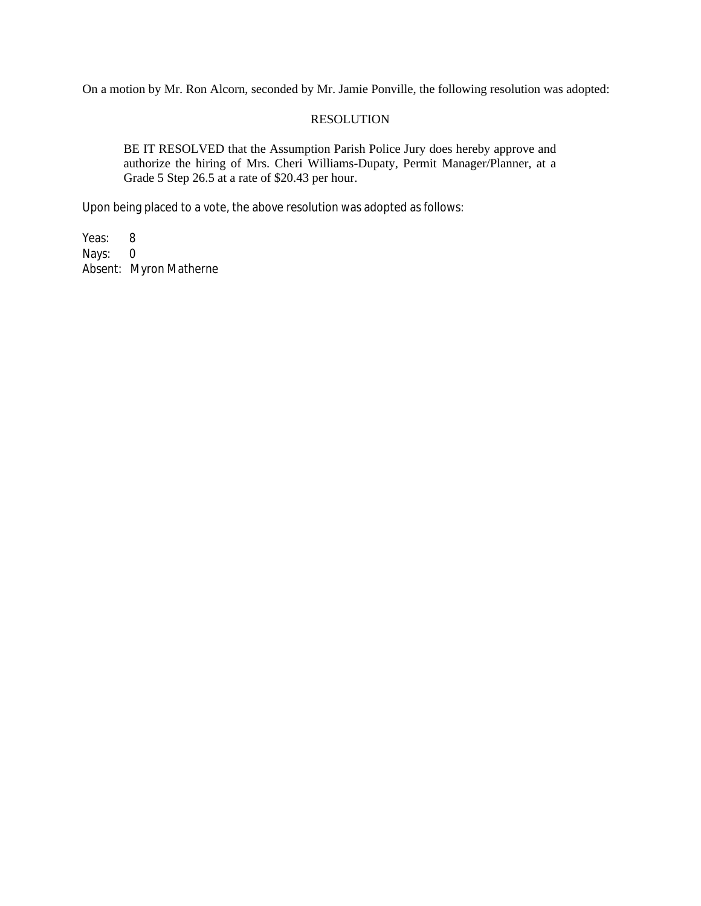On a motion by Mr. Ron Alcorn, seconded by Mr. Jamie Ponville, the following resolution was adopted:

RESOLUTION

> BE IT RESOLVED that the Assumption Parish Police Jury does hereby approve and authorize the hiring of Mrs. Cheri Williams-Dupaty, Permit Manager/Planner, at a Grade 5 Step 26.5 at a rate of $20.43 per hour.

Upon being placed to a vote, the above resolution was adopted as follows:

Yeas: 8
Nays: 0
Absent: Myron Matherne